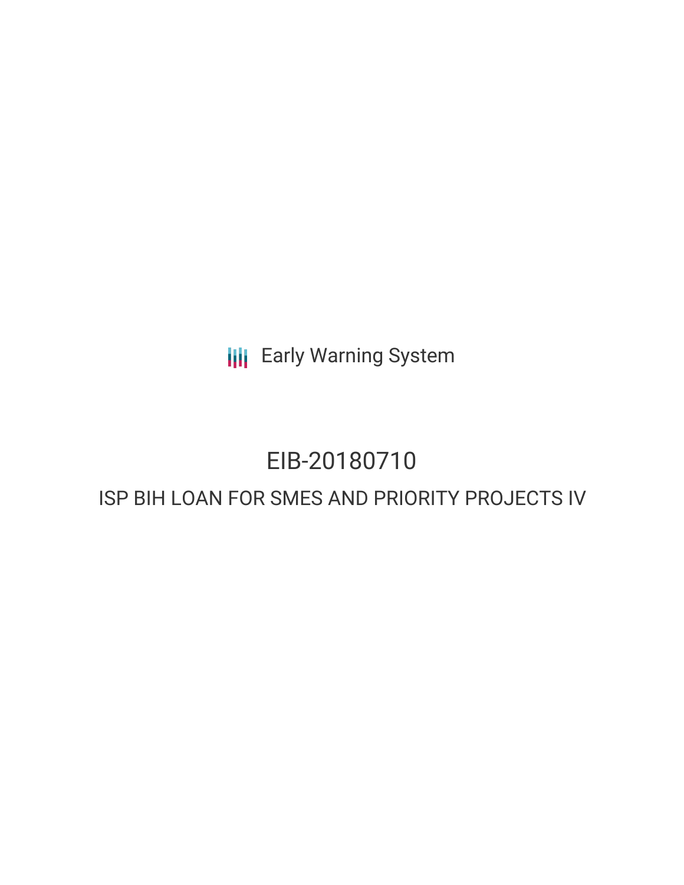Early Warning System

# EIB-20180710

## ISP BIH LOAN FOR SMES AND PRIORITY PROJECTS IV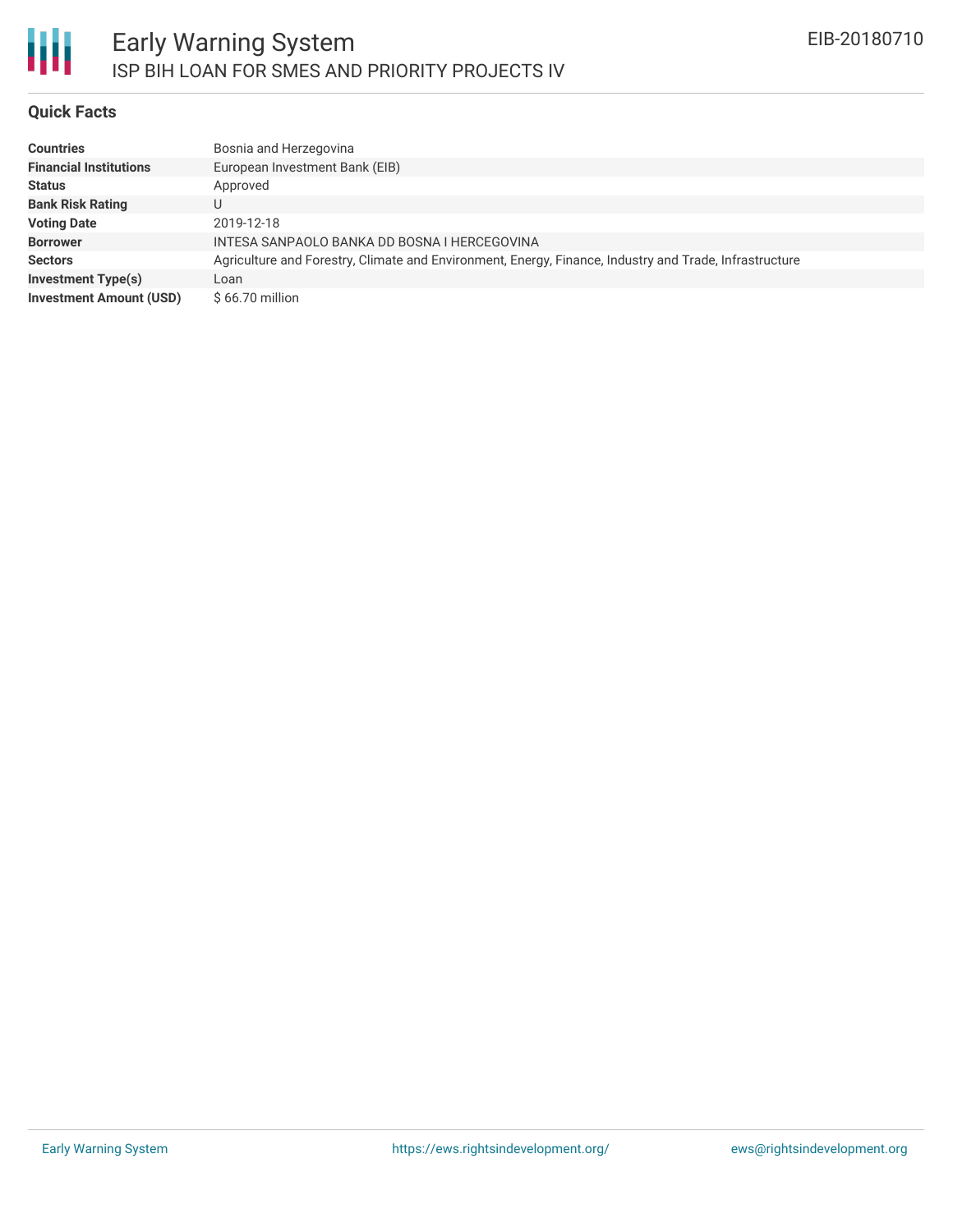# Early Warning System

## ISP BIH LOAN FOR SMES AND PRIORITY PROJECTS IV

EIB-20180710

### Quick Facts

| | |
|---|---|
| **Countries** | Bosnia and Herzegovina |
| **Financial Institutions** | European Investment Bank (EIB) |
| **Status** | Approved |
| **Bank Risk Rating** | U |
| **Voting Date** | 2019-12-18 |
| **Borrower** | INTESA SANPAOLO BANKA DD BOSNA I HERCEGOVINA |
| **Sectors** | Agriculture and Forestry, Climate and Environment, Energy, Finance, Industry and Trade, Infrastructure |
| **Investment Type(s)** | Loan |
| **Investment Amount (USD)** | $ 66.70 million |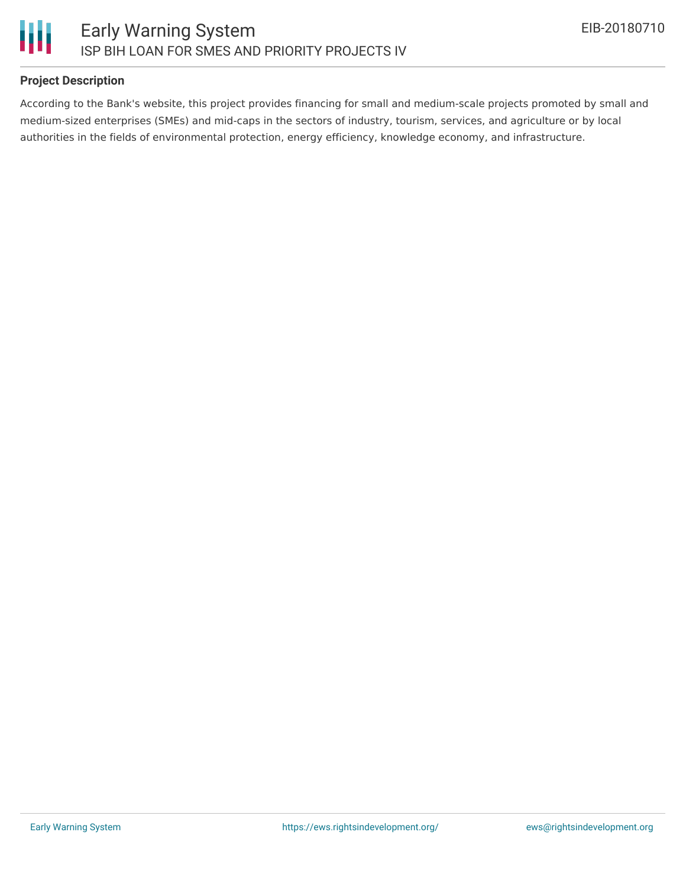## Project Description

According to the Bank's website, this project provides financing for small and medium-scale projects promoted by small and medium-sized enterprises (SMEs) and mid-caps in the sectors of industry, tourism, services, and agriculture or by local authorities in the fields of environmental protection, energy efficiency, knowledge economy, and infrastructure.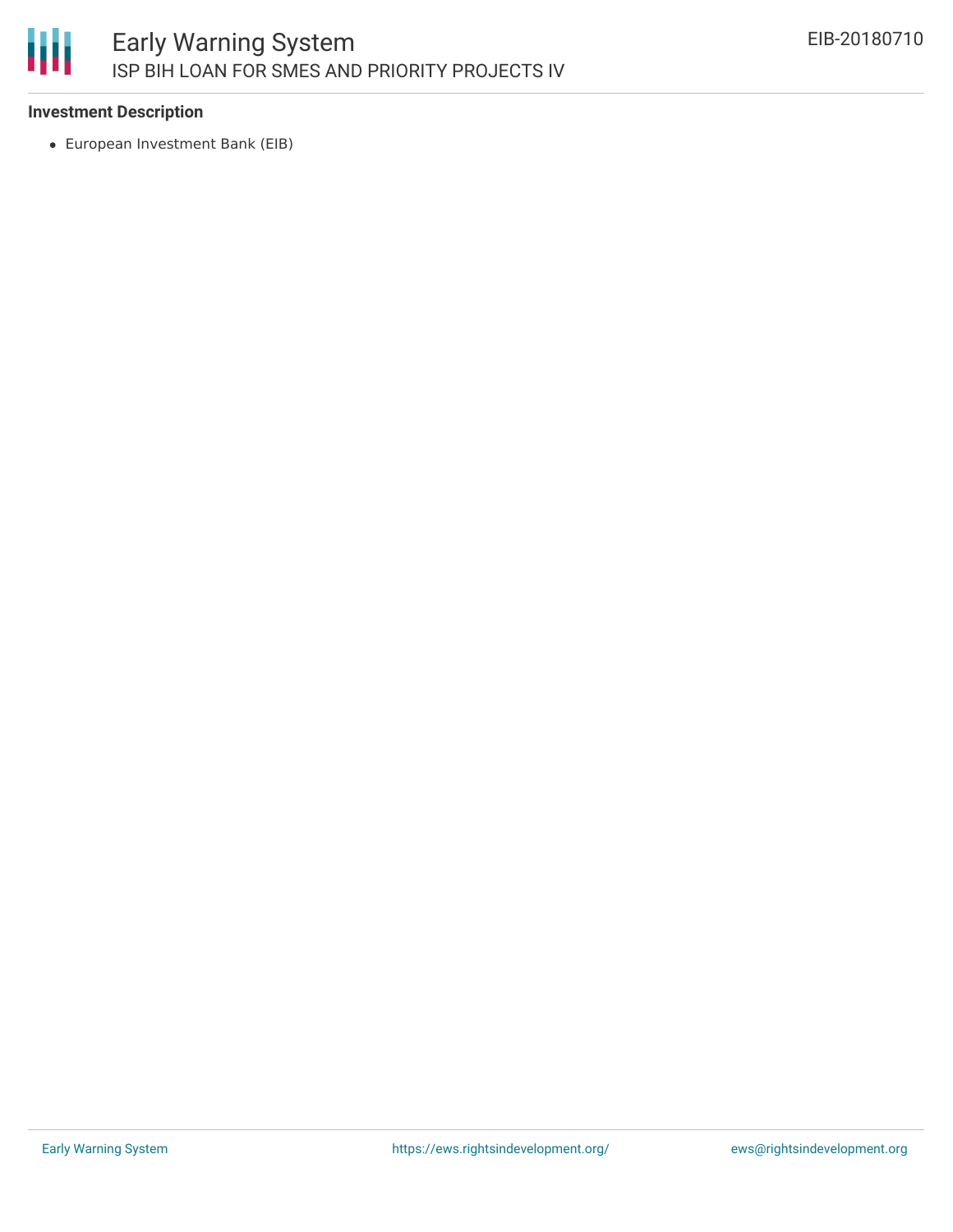**Investment Description**

- European Investment Bank (EIB)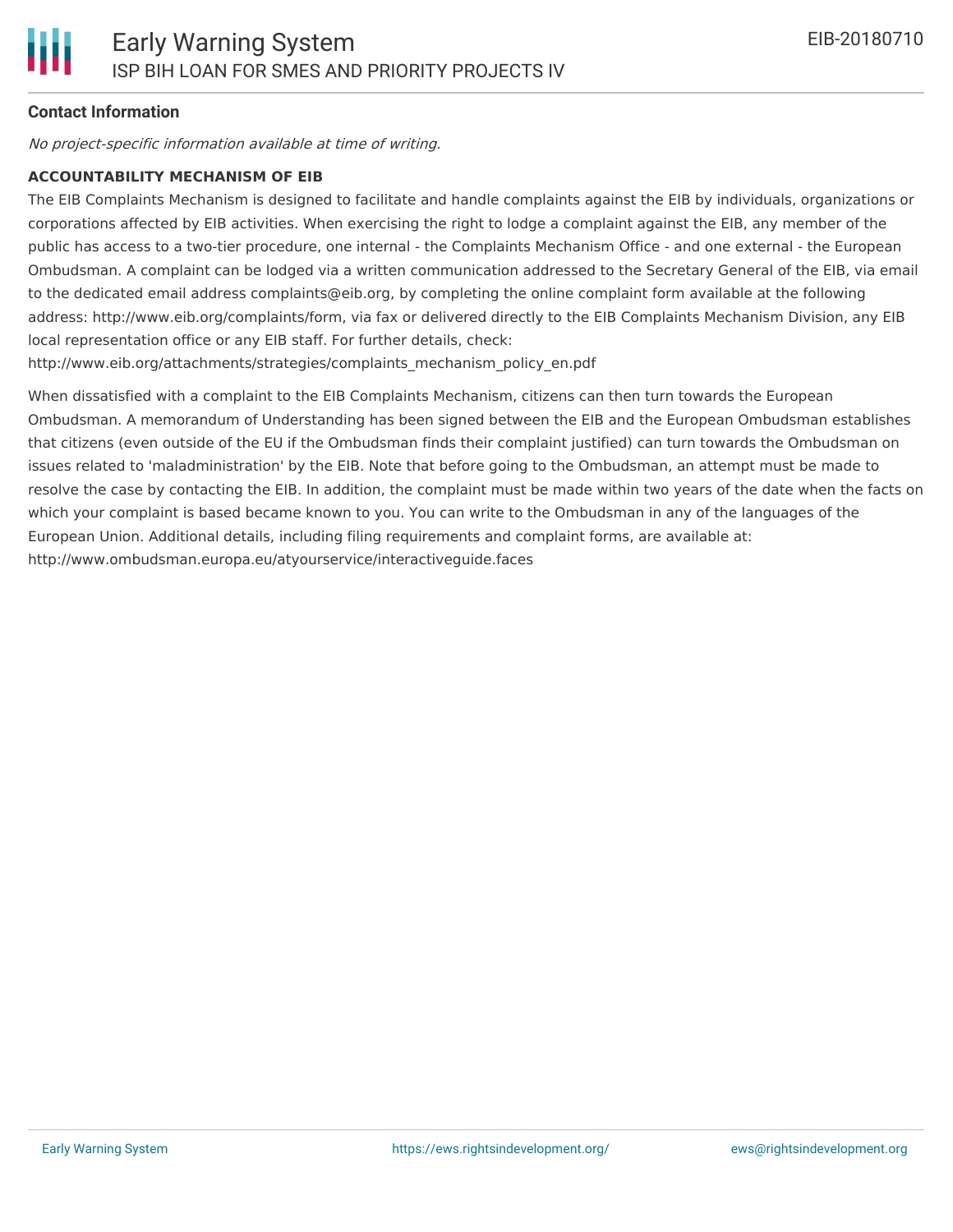**Contact Information**

*No project-specific information available at time of writing.*

**ACCOUNTABILITY MECHANISM OF EIB**

The EIB Complaints Mechanism is designed to facilitate and handle complaints against the EIB by individuals, organizations or corporations affected by EIB activities. When exercising the right to lodge a complaint against the EIB, any member of the public has access to a two-tier procedure, one internal - the Complaints Mechanism Office - and one external - the European Ombudsman. A complaint can be lodged via a written communication addressed to the Secretary General of the EIB, via email to the dedicated email address complaints@eib.org, by completing the online complaint form available at the following address: http://www.eib.org/complaints/form, via fax or delivered directly to the EIB Complaints Mechanism Division, any EIB local representation office or any EIB staff. For further details, check: http://www.eib.org/attachments/strategies/complaints_mechanism_policy_en.pdf

When dissatisfied with a complaint to the EIB Complaints Mechanism, citizens can then turn towards the European Ombudsman. A memorandum of Understanding has been signed between the EIB and the European Ombudsman establishes that citizens (even outside of the EU if the Ombudsman finds their complaint justified) can turn towards the Ombudsman on issues related to 'maladministration' by the EIB. Note that before going to the Ombudsman, an attempt must be made to resolve the case by contacting the EIB. In addition, the complaint must be made within two years of the date when the facts on which your complaint is based became known to you. You can write to the Ombudsman in any of the languages of the European Union. Additional details, including filing requirements and complaint forms, are available at: http://www.ombudsman.europa.eu/atyourservice/interactiveguide.faces